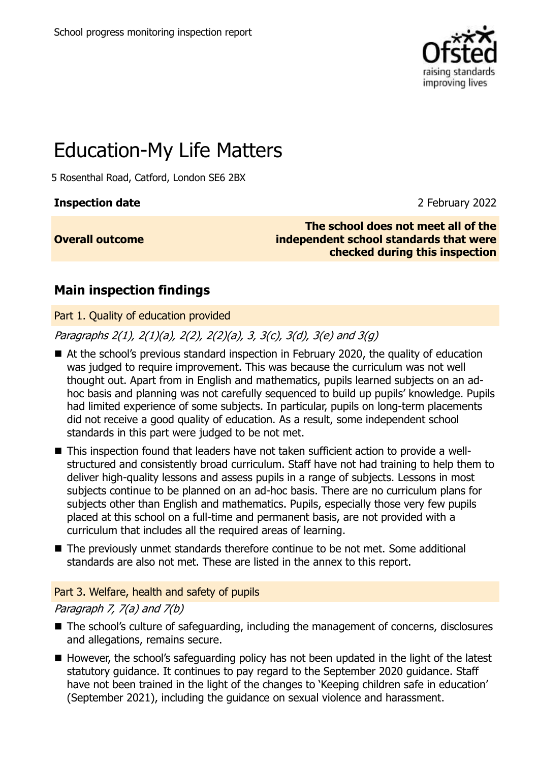School progress monitoring inspection report

# Education-My Life Matters

5 Rosenthal Road, Catford, London SE6 2BX

| **Inspection date** | 2 February 2022 |
|---|---|
| **Overall outcome** | **The school does not meet all of the independent school standards that were checked during this inspection** |

## Main inspection findings

### Part 1. Quality of education provided

*Paragraphs 2(1), 2(1)(a), 2(2), 2(2)(a), 3, 3(c), 3(d), 3(e) and 3(g)*

- At the school's previous standard inspection in February 2020, the quality of education was judged to require improvement. This was because the curriculum was not well thought out. Apart from in English and mathematics, pupils learned subjects on an ad-hoc basis and planning was not carefully sequenced to build up pupils' knowledge. Pupils had limited experience of some subjects. In particular, pupils on long-term placements did not receive a good quality of education. As a result, some independent school standards in this part were judged to be not met.
- This inspection found that leaders have not taken sufficient action to provide a well-structured and consistently broad curriculum. Staff have not had training to help them to deliver high-quality lessons and assess pupils in a range of subjects. Lessons in most subjects continue to be planned on an ad-hoc basis. There are no curriculum plans for subjects other than English and mathematics. Pupils, especially those very few pupils placed at this school on a full-time and permanent basis, are not provided with a curriculum that includes all the required areas of learning.
- The previously unmet standards therefore continue to be not met. Some additional standards are also not met. These are listed in the annex to this report.

### Part 3. Welfare, health and safety of pupils

*Paragraph 7, 7(a) and 7(b)*

- The school's culture of safeguarding, including the management of concerns, disclosures and allegations, remains secure.
- However, the school's safeguarding policy has not been updated in the light of the latest statutory guidance. It continues to pay regard to the September 2020 guidance. Staff have not been trained in the light of the changes to 'Keeping children safe in education' (September 2021), including the guidance on sexual violence and harassment.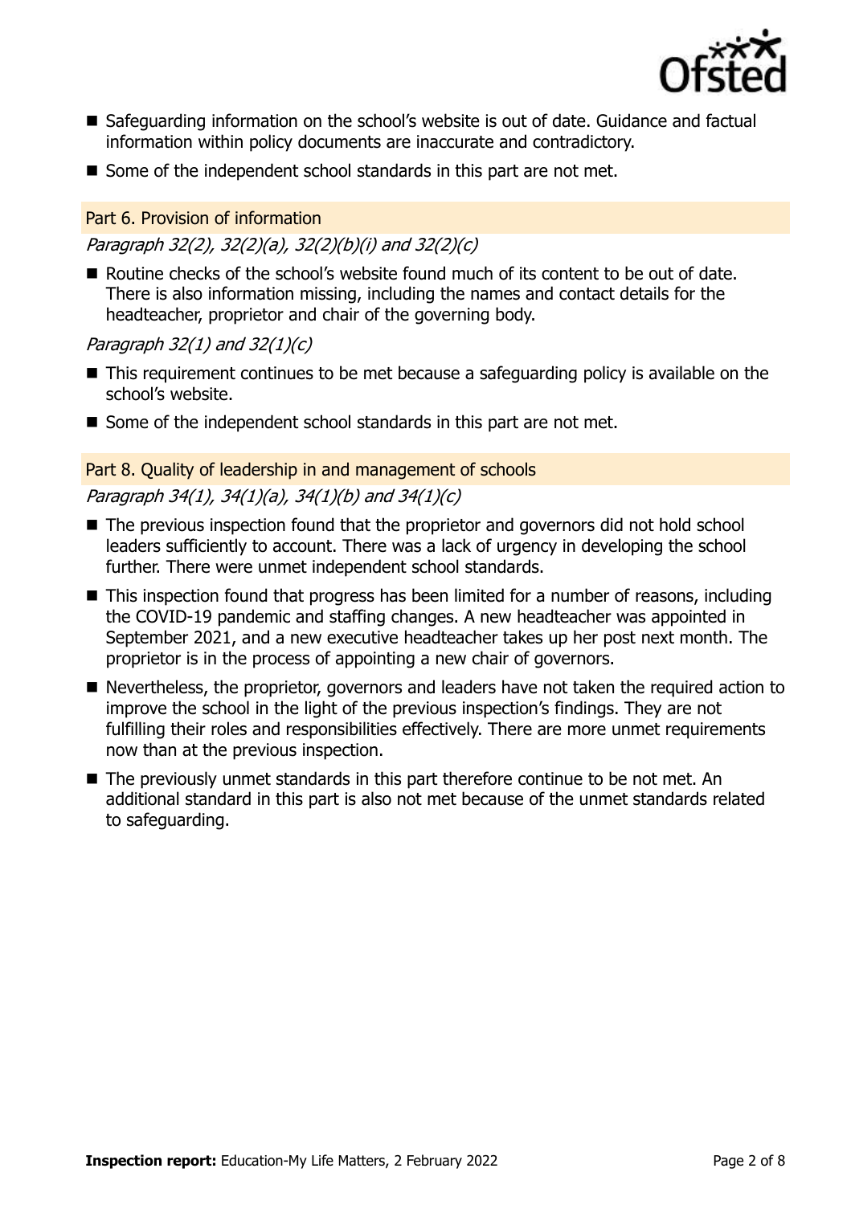- Safeguarding information on the school's website is out of date. Guidance and factual information within policy documents are inaccurate and contradictory.
- Some of the independent school standards in this part are not met.

## Part 6. Provision of information

*Paragraph 32(2), 32(2)(a), 32(2)(b)(i) and 32(2)(c)*

- Routine checks of the school's website found much of its content to be out of date. There is also information missing, including the names and contact details for the headteacher, proprietor and chair of the governing body.

*Paragraph 32(1) and 32(1)(c)*

- This requirement continues to be met because a safeguarding policy is available on the school's website.
- Some of the independent school standards in this part are not met.

## Part 8. Quality of leadership in and management of schools

*Paragraph 34(1), 34(1)(a), 34(1)(b) and 34(1)(c)*

- The previous inspection found that the proprietor and governors did not hold school leaders sufficiently to account. There was a lack of urgency in developing the school further. There were unmet independent school standards.
- This inspection found that progress has been limited for a number of reasons, including the COVID-19 pandemic and staffing changes. A new headteacher was appointed in September 2021, and a new executive headteacher takes up her post next month. The proprietor is in the process of appointing a new chair of governors.
- Nevertheless, the proprietor, governors and leaders have not taken the required action to improve the school in the light of the previous inspection's findings. They are not fulfilling their roles and responsibilities effectively. There are more unmet requirements now than at the previous inspection.
- The previously unmet standards in this part therefore continue to be not met. An additional standard in this part is also not met because of the unmet standards related to safeguarding.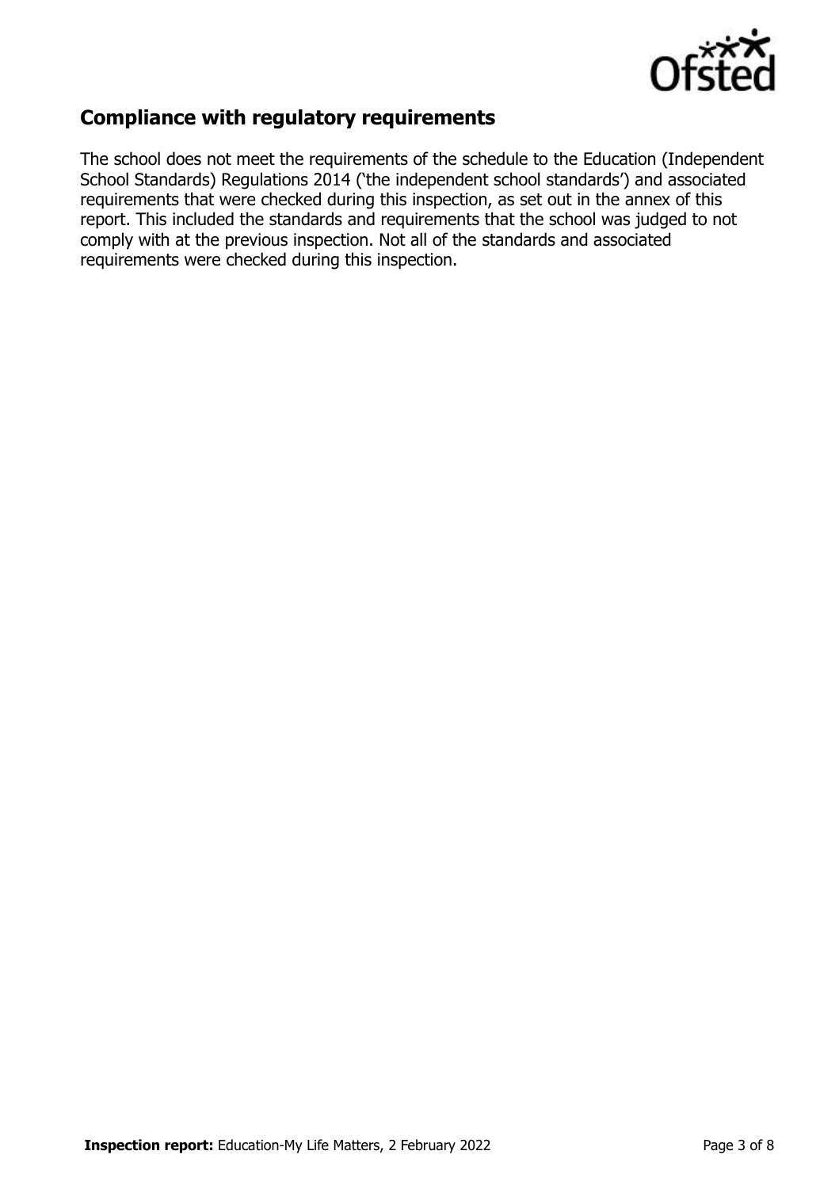## Compliance with regulatory requirements

The school does not meet the requirements of the schedule to the Education (Independent School Standards) Regulations 2014 ('the independent school standards') and associated requirements that were checked during this inspection, as set out in the annex of this report. This included the standards and requirements that the school was judged to not comply with at the previous inspection. Not all of the standards and associated requirements were checked during this inspection.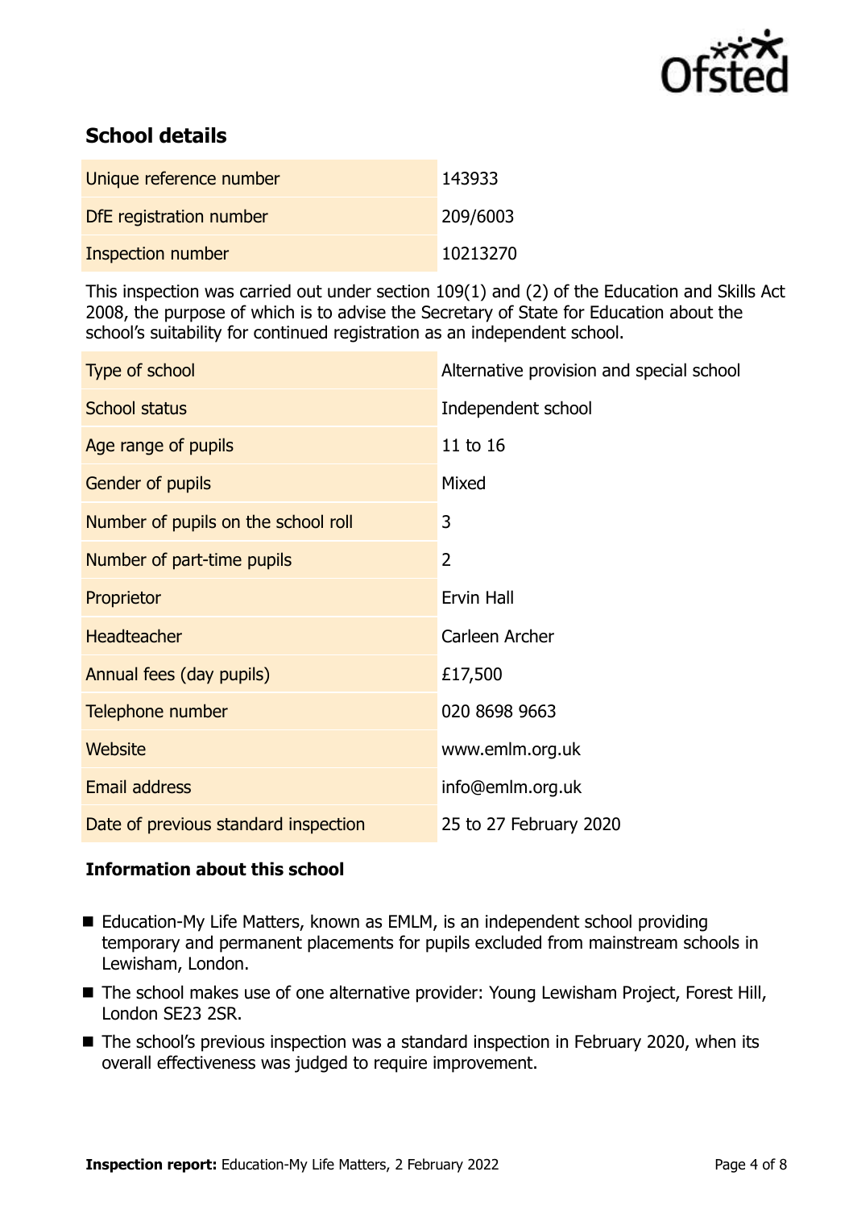## School details

| | |
|---|---|
| Unique reference number | 143933 |
| DfE registration number | 209/6003 |
| Inspection number | 10213270 |

This inspection was carried out under section 109(1) and (2) of the Education and Skills Act 2008, the purpose of which is to advise the Secretary of State for Education about the school's suitability for continued registration as an independent school.

| | |
|---|---|
| Type of school | Alternative provision and special school |
| School status | Independent school |
| Age range of pupils | 11 to 16 |
| Gender of pupils | Mixed |
| Number of pupils on the school roll | 3 |
| Number of part-time pupils | 2 |
| Proprietor | Ervin Hall |
| Headteacher | Carleen Archer |
| Annual fees (day pupils) | £17,500 |
| Telephone number | 020 8698 9663 |
| Website | www.emlm.org.uk |
| Email address | info@emlm.org.uk |
| Date of previous standard inspection | 25 to 27 February 2020 |

### Information about this school

- Education-My Life Matters, known as EMLM, is an independent school providing temporary and permanent placements for pupils excluded from mainstream schools in Lewisham, London.
- The school makes use of one alternative provider: Young Lewisham Project, Forest Hill, London SE23 2SR.
- The school's previous inspection was a standard inspection in February 2020, when its overall effectiveness was judged to require improvement.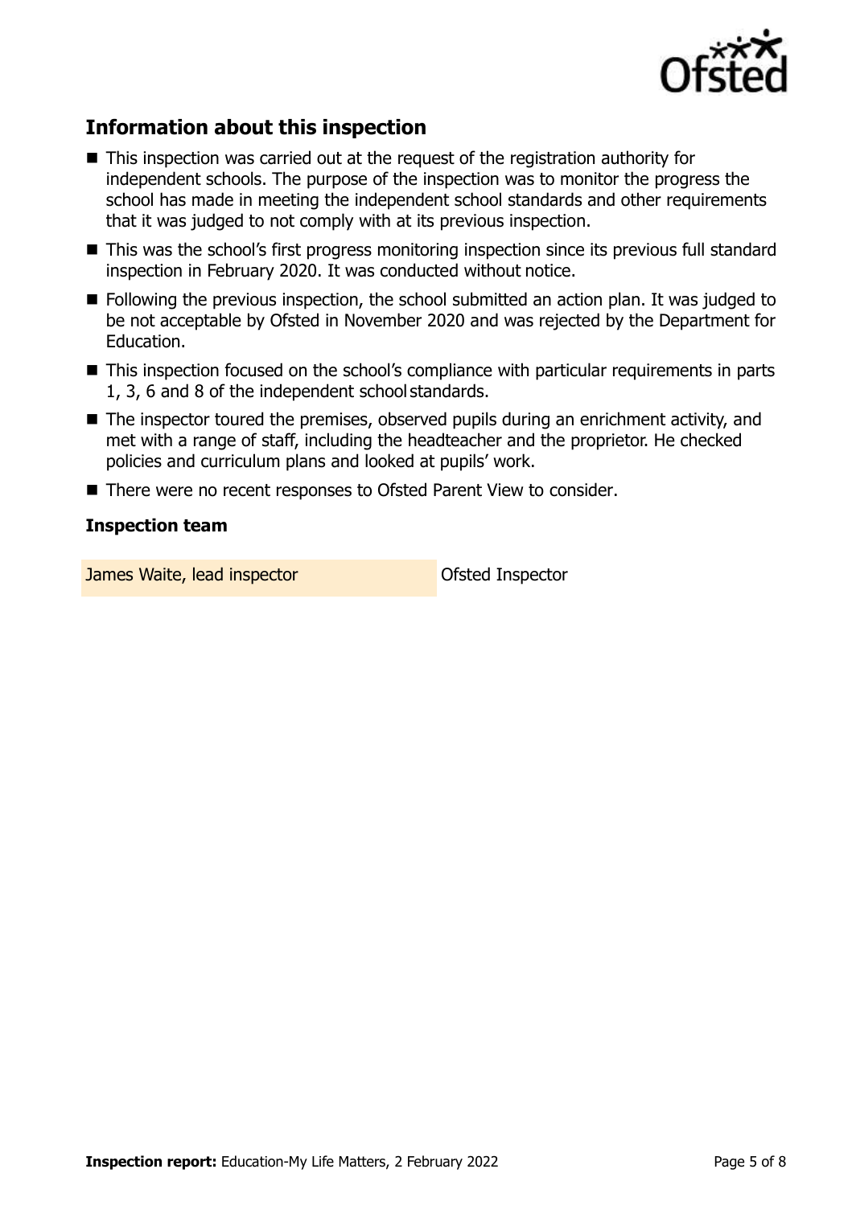## Information about this inspection

- This inspection was carried out at the request of the registration authority for independent schools. The purpose of the inspection was to monitor the progress the school has made in meeting the independent school standards and other requirements that it was judged to not comply with at its previous inspection.
- This was the school's first progress monitoring inspection since its previous full standard inspection in February 2020. It was conducted without notice.
- Following the previous inspection, the school submitted an action plan. It was judged to be not acceptable by Ofsted in November 2020 and was rejected by the Department for Education.
- This inspection focused on the school's compliance with particular requirements in parts 1, 3, 6 and 8 of the independent school standards.
- The inspector toured the premises, observed pupils during an enrichment activity, and met with a range of staff, including the headteacher and the proprietor. He checked policies and curriculum plans and looked at pupils' work.
- There were no recent responses to Ofsted Parent View to consider.

### Inspection team

| | |
|---|---|
| James Waite, lead inspector | Ofsted Inspector |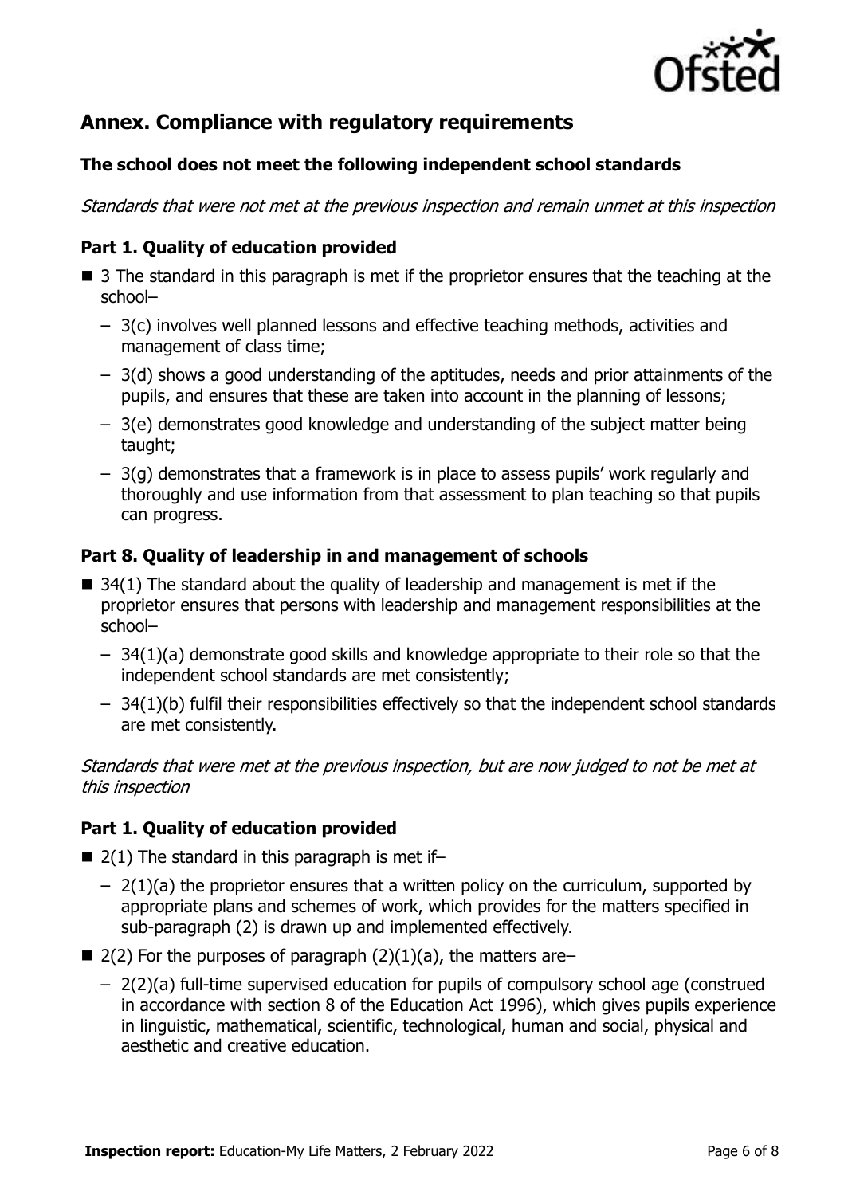## Annex. Compliance with regulatory requirements

### The school does not meet the following independent school standards

*Standards that were not met at the previous inspection and remain unmet at this inspection*

### Part 1. Quality of education provided

- 3 The standard in this paragraph is met if the proprietor ensures that the teaching at the school–
  - 3(c) involves well planned lessons and effective teaching methods, activities and management of class time;
  - 3(d) shows a good understanding of the aptitudes, needs and prior attainments of the pupils, and ensures that these are taken into account in the planning of lessons;
  - 3(e) demonstrates good knowledge and understanding of the subject matter being taught;
  - 3(g) demonstrates that a framework is in place to assess pupils' work regularly and thoroughly and use information from that assessment to plan teaching so that pupils can progress.

### Part 8. Quality of leadership in and management of schools

- 34(1) The standard about the quality of leadership and management is met if the proprietor ensures that persons with leadership and management responsibilities at the school–
  - 34(1)(a) demonstrate good skills and knowledge appropriate to their role so that the independent school standards are met consistently;
  - 34(1)(b) fulfil their responsibilities effectively so that the independent school standards are met consistently.

*Standards that were met at the previous inspection, but are now judged to not be met at this inspection*

### Part 1. Quality of education provided

- 2(1) The standard in this paragraph is met if–
  - 2(1)(a) the proprietor ensures that a written policy on the curriculum, supported by appropriate plans and schemes of work, which provides for the matters specified in sub-paragraph (2) is drawn up and implemented effectively.
- 2(2) For the purposes of paragraph (2)(1)(a), the matters are–
  - 2(2)(a) full-time supervised education for pupils of compulsory school age (construed in accordance with section 8 of the Education Act 1996), which gives pupils experience in linguistic, mathematical, scientific, technological, human and social, physical and aesthetic and creative education.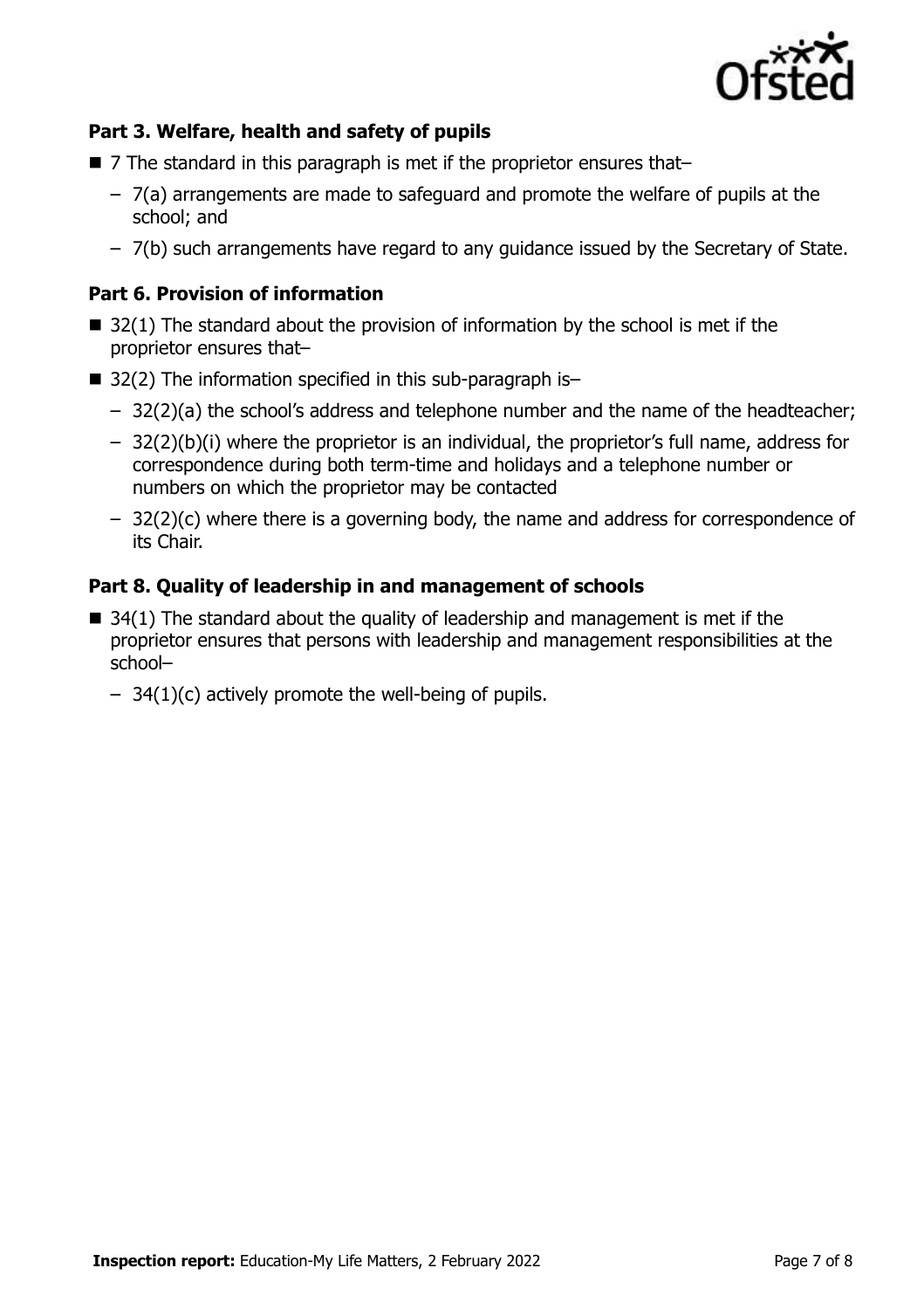### Part 3. Welfare, health and safety of pupils

- 7 The standard in this paragraph is met if the proprietor ensures that–
  - 7(a) arrangements are made to safeguard and promote the welfare of pupils at the school; and
  - 7(b) such arrangements have regard to any guidance issued by the Secretary of State.

### Part 6. Provision of information

- 32(1) The standard about the provision of information by the school is met if the proprietor ensures that–
- 32(2) The information specified in this sub-paragraph is–
  - 32(2)(a) the school's address and telephone number and the name of the headteacher;
  - 32(2)(b)(i) where the proprietor is an individual, the proprietor's full name, address for correspondence during both term-time and holidays and a telephone number or numbers on which the proprietor may be contacted
  - 32(2)(c) where there is a governing body, the name and address for correspondence of its Chair.

### Part 8. Quality of leadership in and management of schools

- 34(1) The standard about the quality of leadership and management is met if the proprietor ensures that persons with leadership and management responsibilities at the school–
  - 34(1)(c) actively promote the well-being of pupils.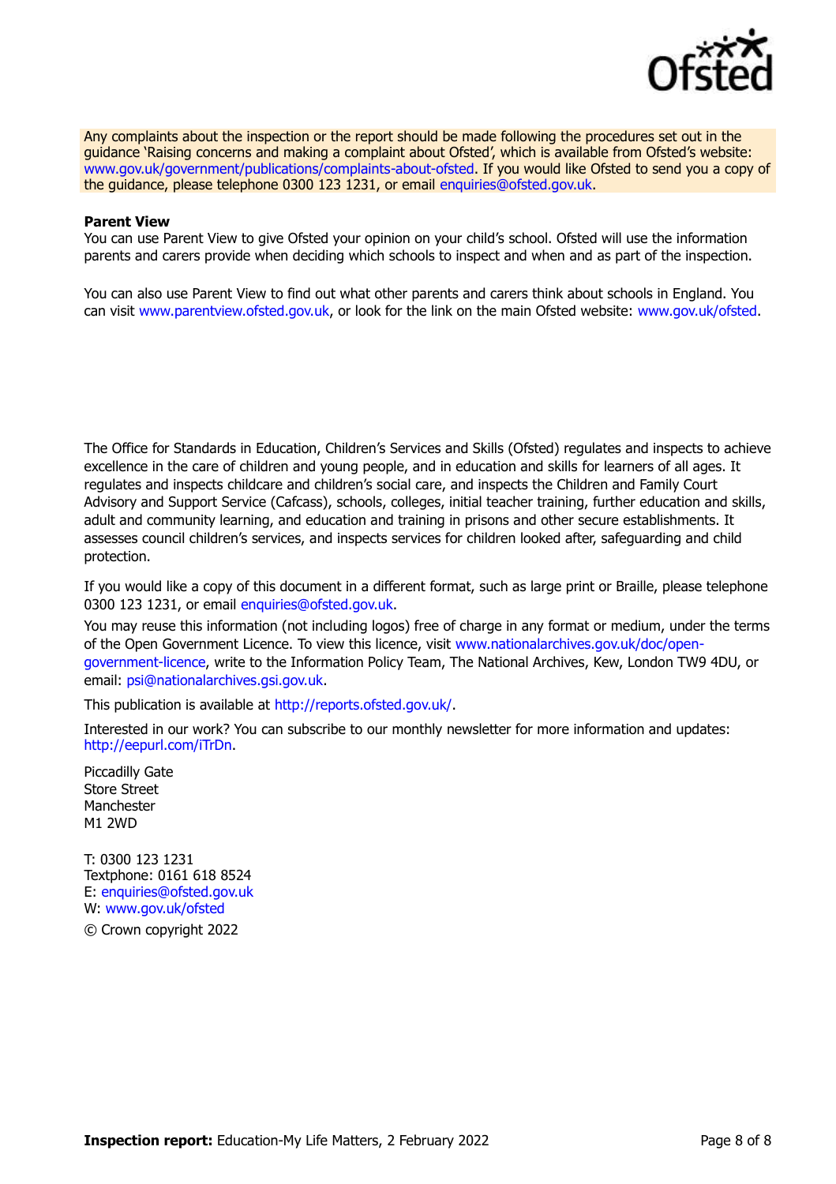Any complaints about the inspection or the report should be made following the procedures set out in the guidance 'Raising concerns and making a complaint about Ofsted', which is available from Ofsted's website: www.gov.uk/government/publications/complaints-about-ofsted. If you would like Ofsted to send you a copy of the guidance, please telephone 0300 123 1231, or email enquiries@ofsted.gov.uk.

**Parent View**

You can use Parent View to give Ofsted your opinion on your child's school. Ofsted will use the information parents and carers provide when deciding which schools to inspect and when and as part of the inspection.

You can also use Parent View to find out what other parents and carers think about schools in England. You can visit www.parentview.ofsted.gov.uk, or look for the link on the main Ofsted website: www.gov.uk/ofsted.

The Office for Standards in Education, Children's Services and Skills (Ofsted) regulates and inspects to achieve excellence in the care of children and young people, and in education and skills for learners of all ages. It regulates and inspects childcare and children's social care, and inspects the Children and Family Court Advisory and Support Service (Cafcass), schools, colleges, initial teacher training, further education and skills, adult and community learning, and education and training in prisons and other secure establishments. It assesses council children's services, and inspects services for children looked after, safeguarding and child protection.

If you would like a copy of this document in a different format, such as large print or Braille, please telephone 0300 123 1231, or email enquiries@ofsted.gov.uk.

You may reuse this information (not including logos) free of charge in any format or medium, under the terms of the Open Government Licence. To view this licence, visit www.nationalarchives.gov.uk/doc/open-government-licence, write to the Information Policy Team, The National Archives, Kew, London TW9 4DU, or email: psi@nationalarchives.gsi.gov.uk.

This publication is available at http://reports.ofsted.gov.uk/.

Interested in our work? You can subscribe to our monthly newsletter for more information and updates: http://eepurl.com/iTrDn.

Piccadilly Gate  
Store Street  
Manchester  
M1 2WD

T: 0300 123 1231  
Textphone: 0161 618 8524  
E: enquiries@ofsted.gov.uk  
W: www.gov.uk/ofsted

© Crown copyright 2022